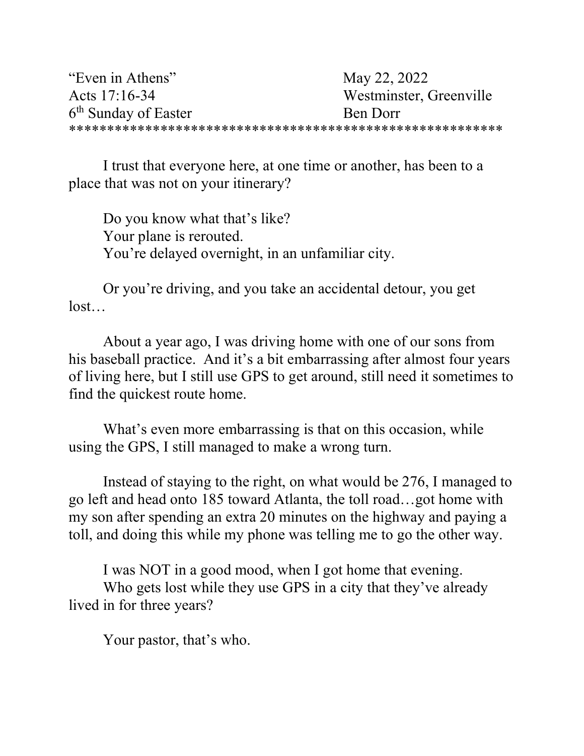"Even in Athens" May 22, 2022
Acts 17:16-34 Westminster, Greenville
6th Sunday of Easter Ben Dorr

*********************************************************

I trust that everyone here, at one time or another, has been to a place that was not on your itinerary?

Do you know what that's like?
Your plane is rerouted.
You're delayed overnight, in an unfamiliar city.

Or you're driving, and you take an accidental detour, you get lost…

About a year ago, I was driving home with one of our sons from his baseball practice. And it's a bit embarrassing after almost four years of living here, but I still use GPS to get around, still need it sometimes to find the quickest route home.

What's even more embarrassing is that on this occasion, while using the GPS, I still managed to make a wrong turn.

Instead of staying to the right, on what would be 276, I managed to go left and head onto 185 toward Atlanta, the toll road…got home with my son after spending an extra 20 minutes on the highway and paying a toll, and doing this while my phone was telling me to go the other way.

I was NOT in a good mood, when I got home that evening.
Who gets lost while they use GPS in a city that they've already lived in for three years?

Your pastor, that's who.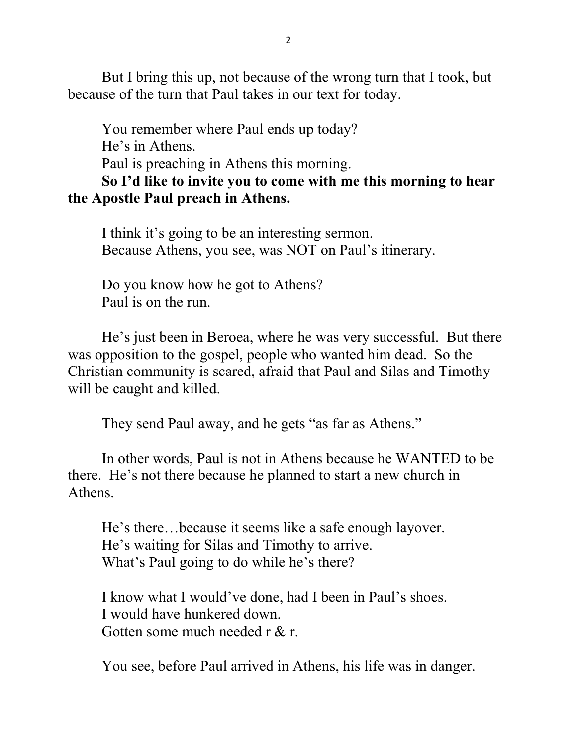But I bring this up, not because of the wrong turn that I took, but because of the turn that Paul takes in our text for today.

You remember where Paul ends up today?
He's in Athens.
Paul is preaching in Athens this morning.
**So I'd like to invite you to come with me this morning to hear the Apostle Paul preach in Athens.**

I think it's going to be an interesting sermon.
Because Athens, you see, was NOT on Paul's itinerary.

Do you know how he got to Athens?
Paul is on the run.

He's just been in Beroea, where he was very successful. But there was opposition to the gospel, people who wanted him dead. So the Christian community is scared, afraid that Paul and Silas and Timothy will be caught and killed.

They send Paul away, and he gets "as far as Athens."

In other words, Paul is not in Athens because he WANTED to be there. He's not there because he planned to start a new church in Athens.

He's there…because it seems like a safe enough layover.
He's waiting for Silas and Timothy to arrive.
What's Paul going to do while he's there?

I know what I would've done, had I been in Paul's shoes.
I would have hunkered down.
Gotten some much needed r & r.

You see, before Paul arrived in Athens, his life was in danger.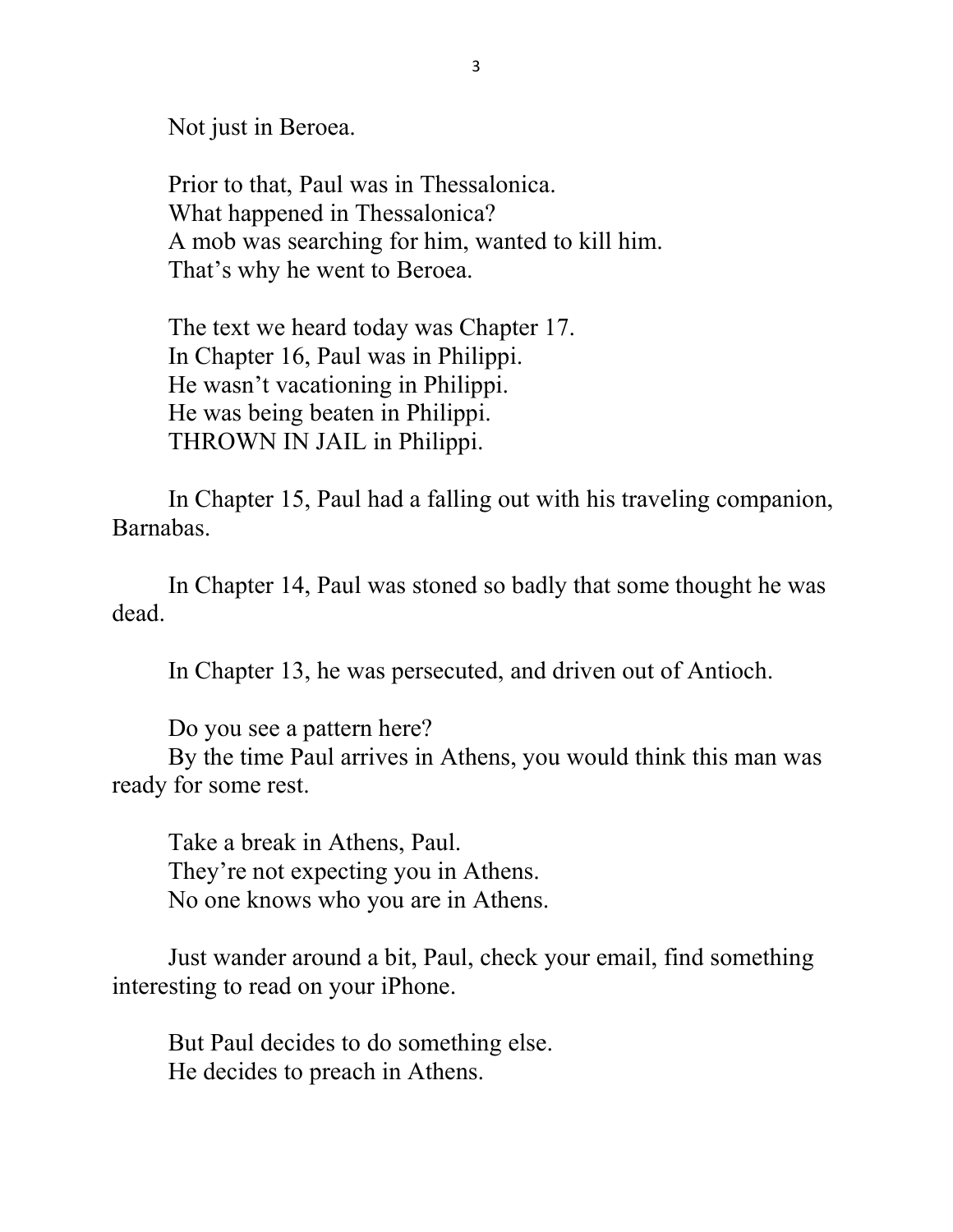Not just in Beroea.

Prior to that, Paul was in Thessalonica.
What happened in Thessalonica?
A mob was searching for him, wanted to kill him.
That's why he went to Beroea.

The text we heard today was Chapter 17.
In Chapter 16, Paul was in Philippi.
He wasn't vacationing in Philippi.
He was being beaten in Philippi.
THROWN IN JAIL in Philippi.

In Chapter 15, Paul had a falling out with his traveling companion, Barnabas.

In Chapter 14, Paul was stoned so badly that some thought he was dead.

In Chapter 13, he was persecuted, and driven out of Antioch.

Do you see a pattern here?
By the time Paul arrives in Athens, you would think this man was ready for some rest.

Take a break in Athens, Paul.
They're not expecting you in Athens.
No one knows who you are in Athens.

Just wander around a bit, Paul, check your email, find something interesting to read on your iPhone.

But Paul decides to do something else.
He decides to preach in Athens.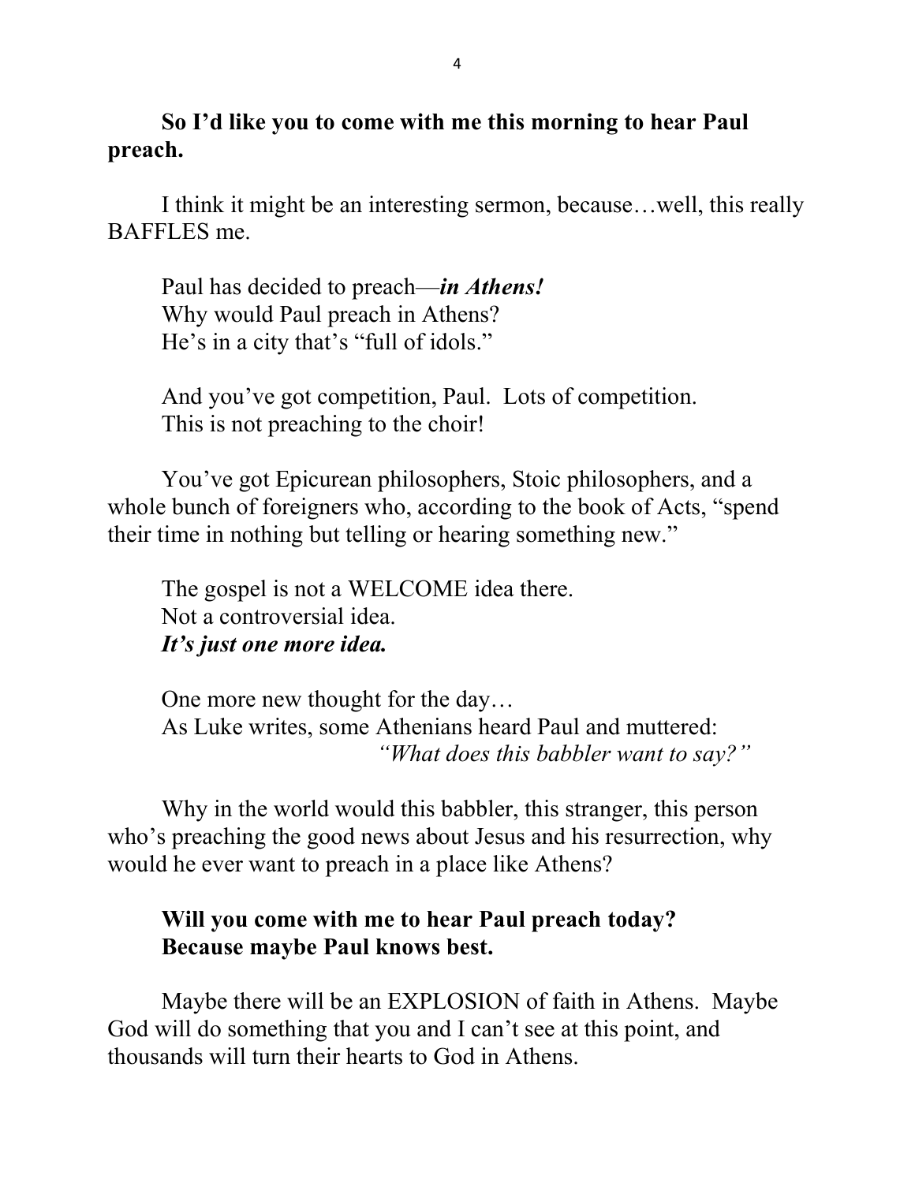**So I'd like you to come with me this morning to hear Paul preach.**

I think it might be an interesting sermon, because…well, this really BAFFLES me.

Paul has decided to preach—***in Athens!***
Why would Paul preach in Athens?
He's in a city that's "full of idols."

And you've got competition, Paul. Lots of competition.
This is not preaching to the choir!

You've got Epicurean philosophers, Stoic philosophers, and a whole bunch of foreigners who, according to the book of Acts, "spend their time in nothing but telling or hearing something new."

The gospel is not a WELCOME idea there.
Not a controversial idea.
***It's just one more idea.***

One more new thought for the day…
As Luke writes, some Athenians heard Paul and muttered:
*"What does this babbler want to say?"*

Why in the world would this babbler, this stranger, this person who's preaching the good news about Jesus and his resurrection, why would he ever want to preach in a place like Athens?

**Will you come with me to hear Paul preach today?**
**Because maybe Paul knows best.**

Maybe there will be an EXPLOSION of faith in Athens. Maybe God will do something that you and I can't see at this point, and thousands will turn their hearts to God in Athens.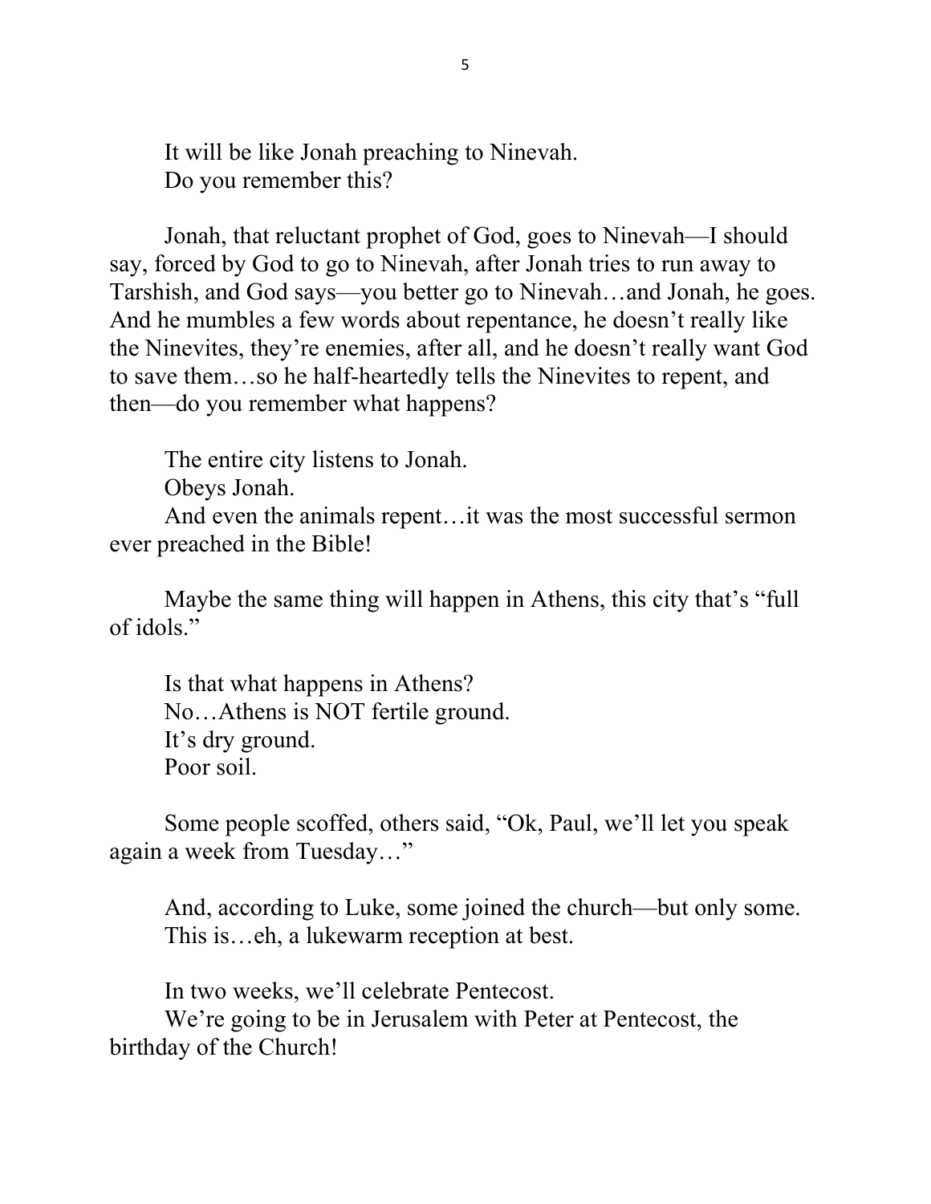It will be like Jonah preaching to Ninevah.
Do you remember this?

Jonah, that reluctant prophet of God, goes to Ninevah—I should say, forced by God to go to Ninevah, after Jonah tries to run away to Tarshish, and God says—you better go to Ninevah…and Jonah, he goes. And he mumbles a few words about repentance, he doesn't really like the Ninevites, they're enemies, after all, and he doesn't really want God to save them…so he half-heartedly tells the Ninevites to repent, and then—do you remember what happens?

The entire city listens to Jonah.
Obeys Jonah.
And even the animals repent…it was the most successful sermon ever preached in the Bible!

Maybe the same thing will happen in Athens, this city that's "full of idols."

Is that what happens in Athens?
No…Athens is NOT fertile ground.
It's dry ground.
Poor soil.

Some people scoffed, others said, "Ok, Paul, we'll let you speak again a week from Tuesday…"

And, according to Luke, some joined the church—but only some.
This is…eh, a lukewarm reception at best.

In two weeks, we'll celebrate Pentecost.
We're going to be in Jerusalem with Peter at Pentecost, the birthday of the Church!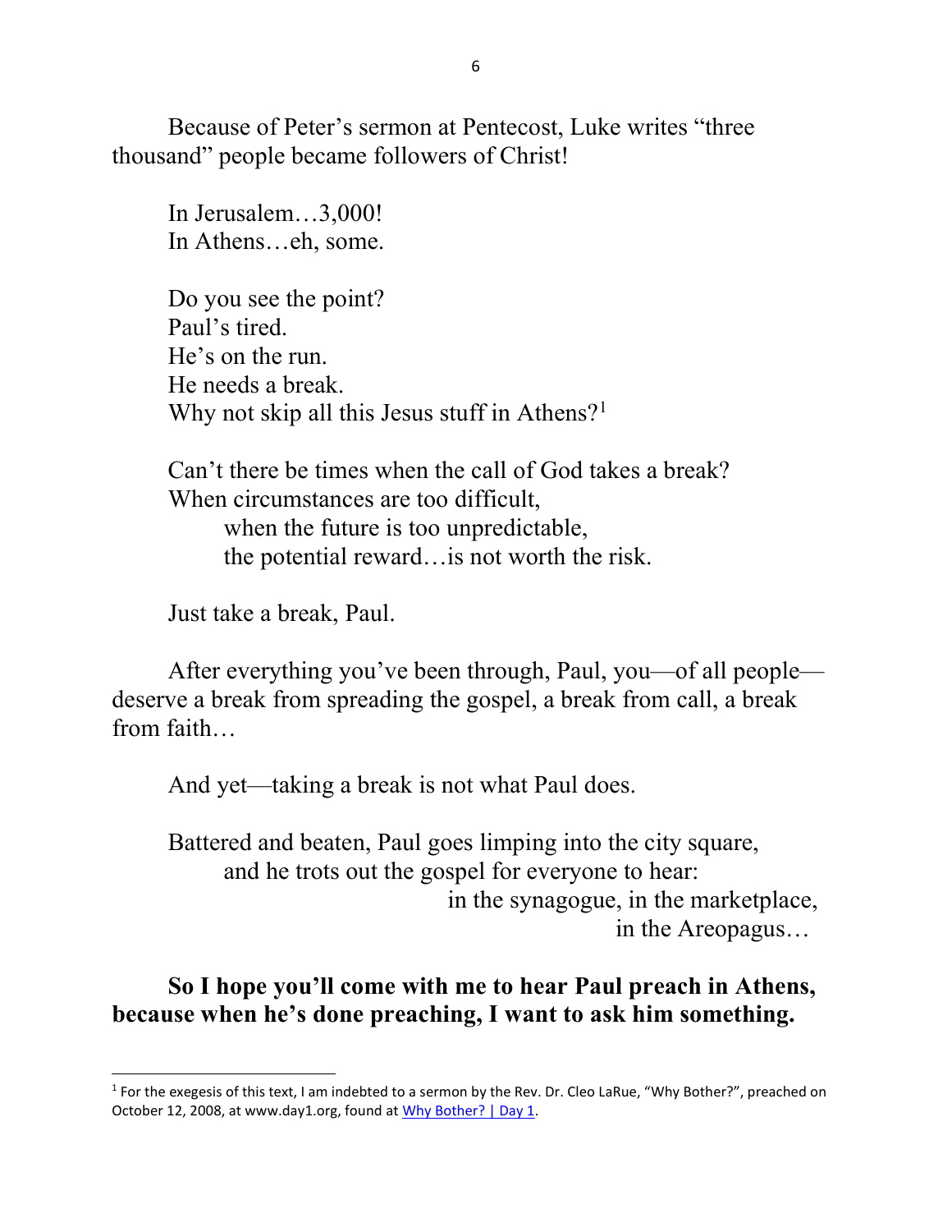Because of Peter's sermon at Pentecost, Luke writes "three thousand" people became followers of Christ!

In Jerusalem…3,000!
In Athens…eh, some.

Do you see the point?
Paul's tired.
He's on the run.
He needs a break.
Why not skip all this Jesus stuff in Athens?[1]

Can't there be times when the call of God takes a break?
When circumstances are too difficult,
when the future is too unpredictable,
the potential reward…is not worth the risk.

Just take a break, Paul.

After everything you've been through, Paul, you—of all people—deserve a break from spreading the gospel, a break from call, a break from faith…

And yet—taking a break is not what Paul does.

Battered and beaten, Paul goes limping into the city square,
and he trots out the gospel for everyone to hear:
in the synagogue, in the marketplace,
in the Areopagus…

**So I hope you'll come with me to hear Paul preach in Athens, because when he's done preaching, I want to ask him something.**

---

[1] For the exegesis of this text, I am indebted to a sermon by the Rev. Dr. Cleo LaRue, "Why Bother?", preached on October 12, 2008, at www.day1.org, found at Why Bother? | Day 1.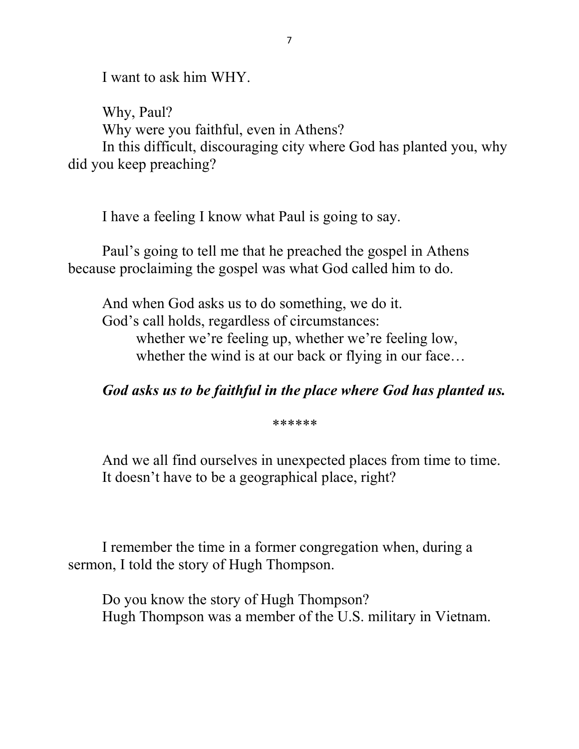I want to ask him WHY.

Why, Paul?
Why were you faithful, even in Athens?
In this difficult, discouraging city where God has planted you, why did you keep preaching?

I have a feeling I know what Paul is going to say.

Paul's going to tell me that he preached the gospel in Athens because proclaiming the gospel was what God called him to do.

And when God asks us to do something, we do it.
God's call holds, regardless of circumstances:
whether we're feeling up, whether we're feeling low,
whether the wind is at our back or flying in our face…

***God asks us to be faithful in the place where God has planted us.***

******

And we all find ourselves in unexpected places from time to time.
It doesn't have to be a geographical place, right?

I remember the time in a former congregation when, during a sermon, I told the story of Hugh Thompson.

Do you know the story of Hugh Thompson?
Hugh Thompson was a member of the U.S. military in Vietnam.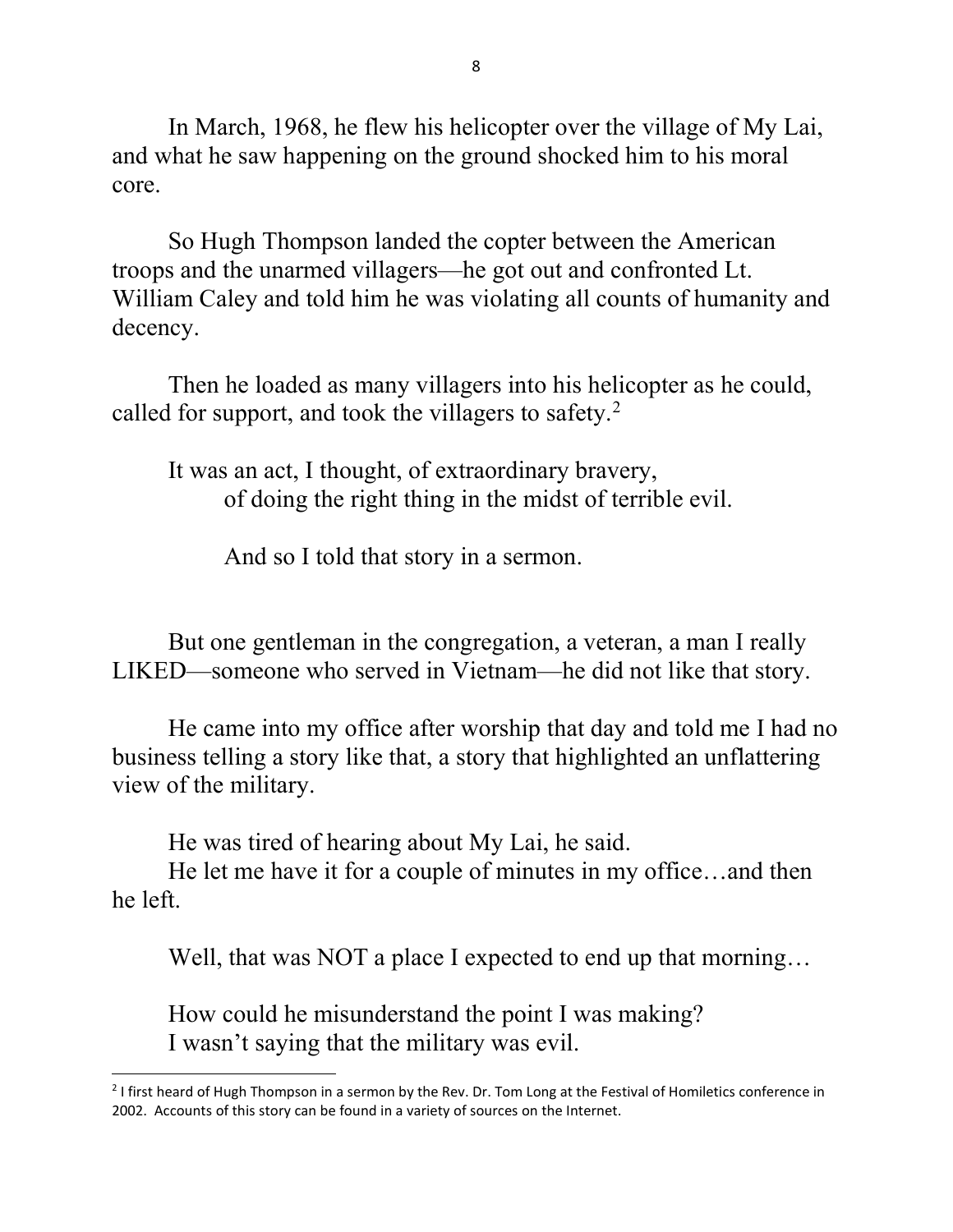In March, 1968, he flew his helicopter over the village of My Lai, and what he saw happening on the ground shocked him to his moral core.

So Hugh Thompson landed the copter between the American troops and the unarmed villagers—he got out and confronted Lt. William Caley and told him he was violating all counts of humanity and decency.

Then he loaded as many villagers into his helicopter as he could, called for support, and took the villagers to safety.[2]

It was an act, I thought, of extraordinary bravery,
of doing the right thing in the midst of terrible evil.

And so I told that story in a sermon.

But one gentleman in the congregation, a veteran, a man I really LIKED—someone who served in Vietnam—he did not like that story.

He came into my office after worship that day and told me I had no business telling a story like that, a story that highlighted an unflattering view of the military.

He was tired of hearing about My Lai, he said.
He let me have it for a couple of minutes in my office…and then he left.

Well, that was NOT a place I expected to end up that morning…

How could he misunderstand the point I was making?
I wasn't saying that the military was evil.

---

[2] I first heard of Hugh Thompson in a sermon by the Rev. Dr. Tom Long at the Festival of Homiletics conference in 2002. Accounts of this story can be found in a variety of sources on the Internet.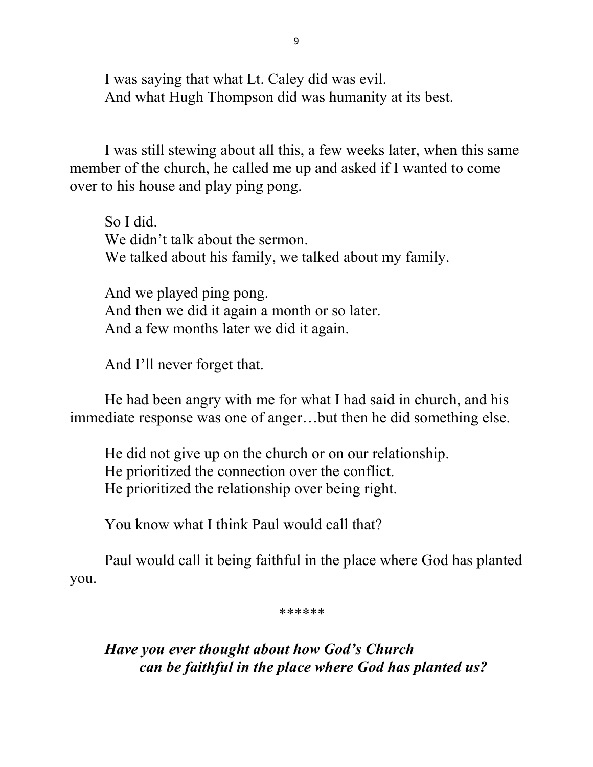I was saying that what Lt. Caley did was evil.
And what Hugh Thompson did was humanity at its best.

I was still stewing about all this, a few weeks later, when this same member of the church, he called me up and asked if I wanted to come over to his house and play ping pong.

So I did.
We didn't talk about the sermon.
We talked about his family, we talked about my family.

And we played ping pong.
And then we did it again a month or so later.
And a few months later we did it again.

And I'll never forget that.

He had been angry with me for what I had said in church, and his immediate response was one of anger…but then he did something else.

He did not give up on the church or on our relationship.
He prioritized the connection over the conflict.
He prioritized the relationship over being right.

You know what I think Paul would call that?

Paul would call it being faithful in the place where God has planted you.

******

***Have you ever thought about how God's Church can be faithful in the place where God has planted us?***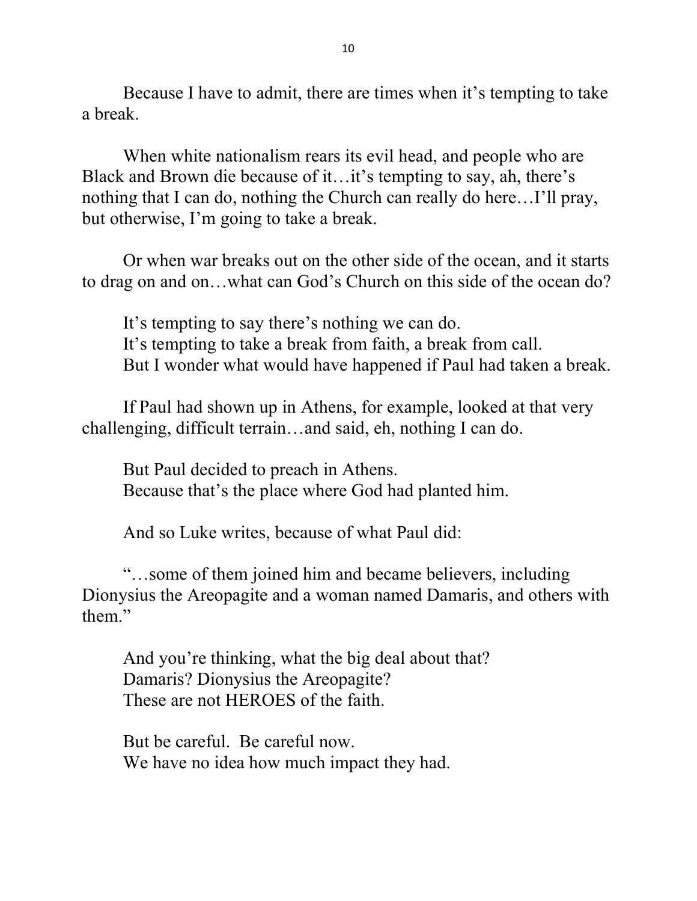Because I have to admit, there are times when it's tempting to take a break.

When white nationalism rears its evil head, and people who are Black and Brown die because of it…it's tempting to say, ah, there's nothing that I can do, nothing the Church can really do here…I'll pray, but otherwise, I'm going to take a break.

Or when war breaks out on the other side of the ocean, and it starts to drag on and on…what can God's Church on this side of the ocean do?

It's tempting to say there's nothing we can do.
It's tempting to take a break from faith, a break from call.
But I wonder what would have happened if Paul had taken a break.

If Paul had shown up in Athens, for example, looked at that very challenging, difficult terrain…and said, eh, nothing I can do.

But Paul decided to preach in Athens.
Because that's the place where God had planted him.

And so Luke writes, because of what Paul did:

"…some of them joined him and became believers, including Dionysius the Areopagite and a woman named Damaris, and others with them."

And you're thinking, what the big deal about that?
Damaris? Dionysius the Areopagite?
These are not HEROES of the faith.

But be careful. Be careful now.
We have no idea how much impact they had.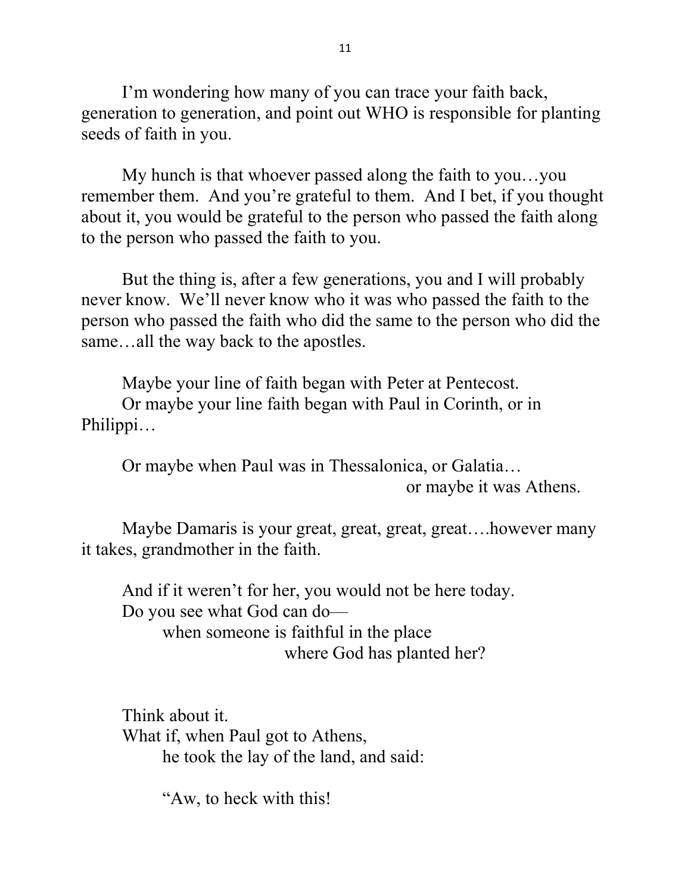I'm wondering how many of you can trace your faith back, generation to generation, and point out WHO is responsible for planting seeds of faith in you.

My hunch is that whoever passed along the faith to you…you remember them. And you're grateful to them. And I bet, if you thought about it, you would be grateful to the person who passed the faith along to the person who passed the faith to you.

But the thing is, after a few generations, you and I will probably never know. We'll never know who it was who passed the faith to the person who passed the faith who did the same to the person who did the same…all the way back to the apostles.

Maybe your line of faith began with Peter at Pentecost.
Or maybe your line faith began with Paul in Corinth, or in Philippi…

Or maybe when Paul was in Thessalonica, or Galatia…
or maybe it was Athens.

Maybe Damaris is your great, great, great, great….however many it takes, grandmother in the faith.

And if it weren't for her, you would not be here today.
Do you see what God can do—
when someone is faithful in the place
where God has planted her?

Think about it.
What if, when Paul got to Athens,
he took the lay of the land, and said:

"Aw, to heck with this!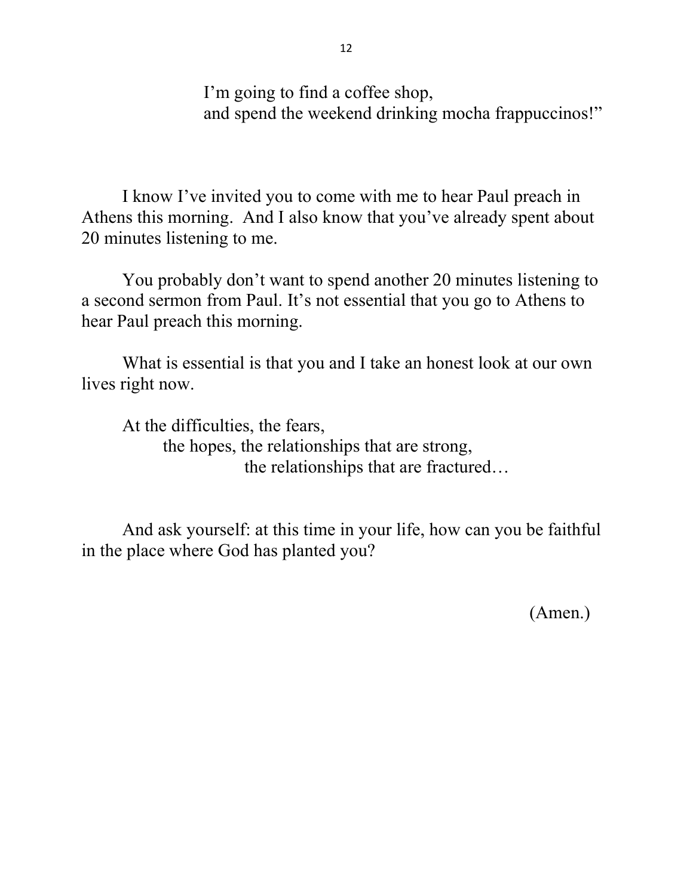I'm going to find a coffee shop,
and spend the weekend drinking mocha frappuccinos!"

I know I've invited you to come with me to hear Paul preach in Athens this morning. And I also know that you've already spent about 20 minutes listening to me.

You probably don't want to spend another 20 minutes listening to a second sermon from Paul. It's not essential that you go to Athens to hear Paul preach this morning.

What is essential is that you and I take an honest look at our own lives right now.

At the difficulties, the fears,
the hopes, the relationships that are strong,
the relationships that are fractured…

And ask yourself: at this time in your life, how can you be faithful in the place where God has planted you?

(Amen.)